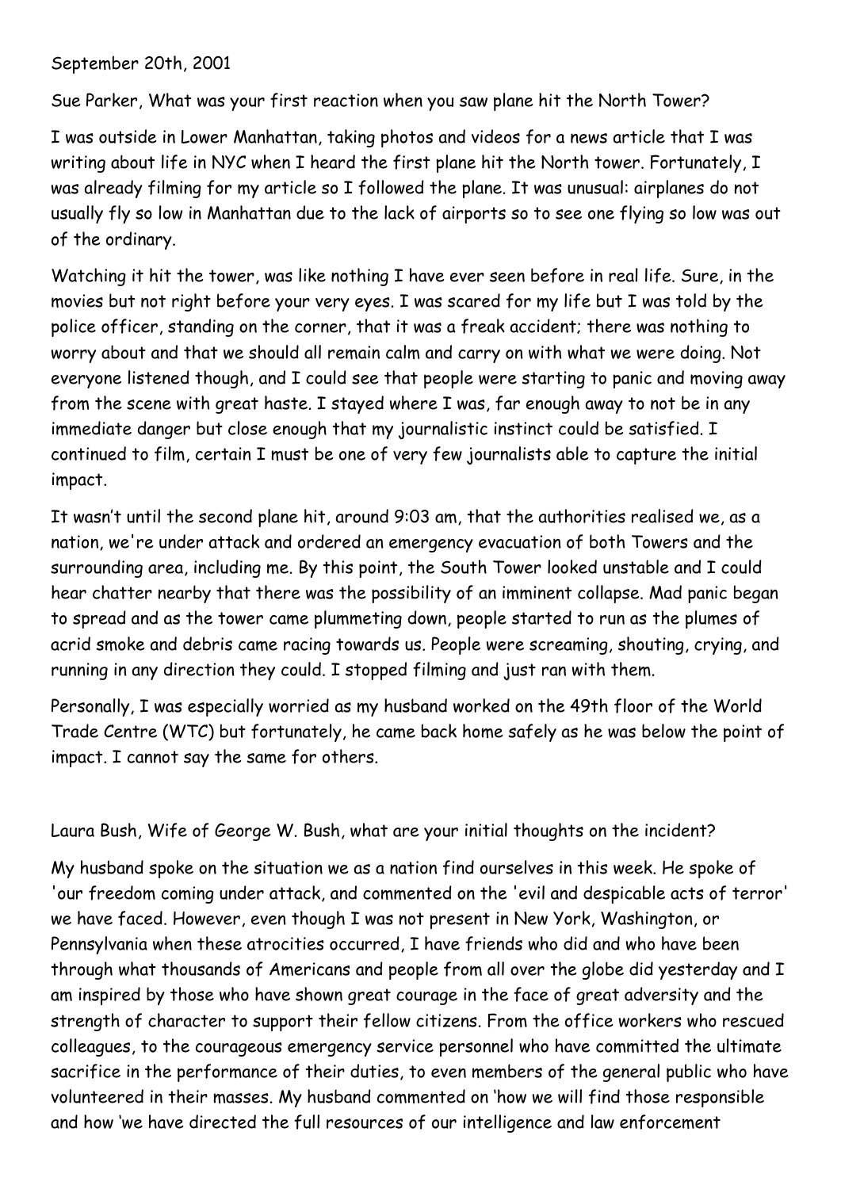September 20th, 2001

Sue Parker, What was your first reaction when you saw plane hit the North Tower?

I was outside in Lower Manhattan, taking photos and videos for a news article that I was writing about life in NYC when I heard the first plane hit the North tower. Fortunately, I was already filming for my article so I followed the plane. It was unusual: airplanes do not usually fly so low in Manhattan due to the lack of airports so to see one flying so low was out of the ordinary.

Watching it hit the tower, was like nothing I have ever seen before in real life. Sure, in the movies but not right before your very eyes. I was scared for my life but I was told by the police officer, standing on the corner, that it was a freak accident; there was nothing to worry about and that we should all remain calm and carry on with what we were doing. Not everyone listened though, and I could see that people were starting to panic and moving away from the scene with great haste. I stayed where I was, far enough away to not be in any immediate danger but close enough that my journalistic instinct could be satisfied. I continued to film, certain I must be one of very few journalists able to capture the initial impact.

It wasn't until the second plane hit, around 9:03 am, that the authorities realised we, as a nation, we're under attack and ordered an emergency evacuation of both Towers and the surrounding area, including me. By this point, the South Tower looked unstable and I could hear chatter nearby that there was the possibility of an imminent collapse. Mad panic began to spread and as the tower came plummeting down, people started to run as the plumes of acrid smoke and debris came racing towards us. People were screaming, shouting, crying, and running in any direction they could. I stopped filming and just ran with them.

Personally, I was especially worried as my husband worked on the 49th floor of the World Trade Centre (WTC) but fortunately, he came back home safely as he was below the point of impact. I cannot say the same for others.

Laura Bush, Wife of George W. Bush, what are your initial thoughts on the incident?

My husband spoke on the situation we as a nation find ourselves in this week. He spoke of 'our freedom coming under attack, and commented on the 'evil and despicable acts of terror' we have faced. However, even though I was not present in New York, Washington, or Pennsylvania when these atrocities occurred, I have friends who did and who have been through what thousands of Americans and people from all over the globe did yesterday and I am inspired by those who have shown great courage in the face of great adversity and the strength of character to support their fellow citizens. From the office workers who rescued colleagues, to the courageous emergency service personnel who have committed the ultimate sacrifice in the performance of their duties, to even members of the general public who have volunteered in their masses. My husband commented on 'how we will find those responsible and how 'we have directed the full resources of our intelligence and law enforcement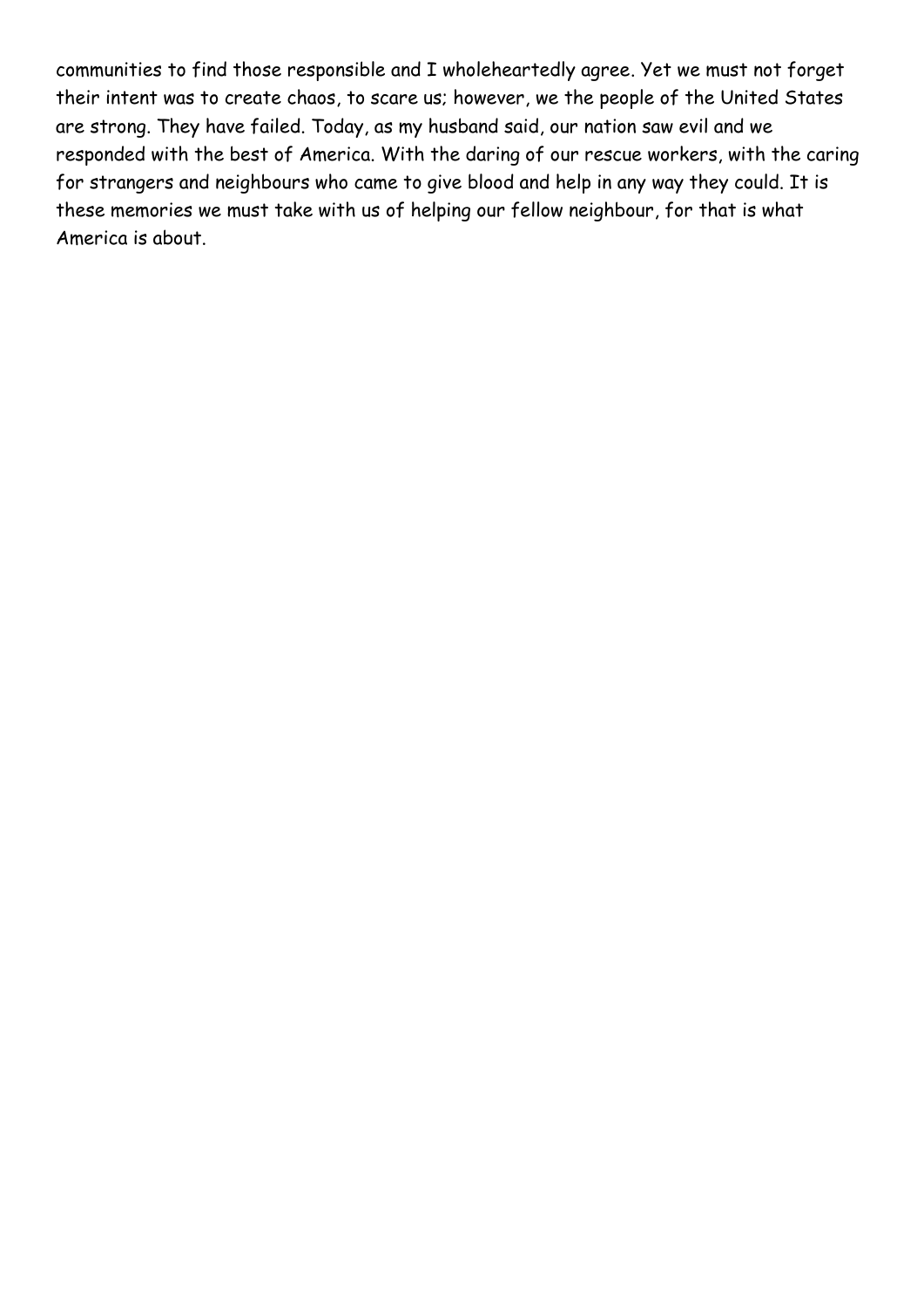communities to find those responsible and I wholeheartedly agree. Yet we must not forget their intent was to create chaos, to scare us; however, we the people of the United States are strong. They have failed. Today, as my husband said, our nation saw evil and we responded with the best of America. With the daring of our rescue workers, with the caring for strangers and neighbours who came to give blood and help in any way they could. It is these memories we must take with us of helping our fellow neighbour, for that is what America is about.